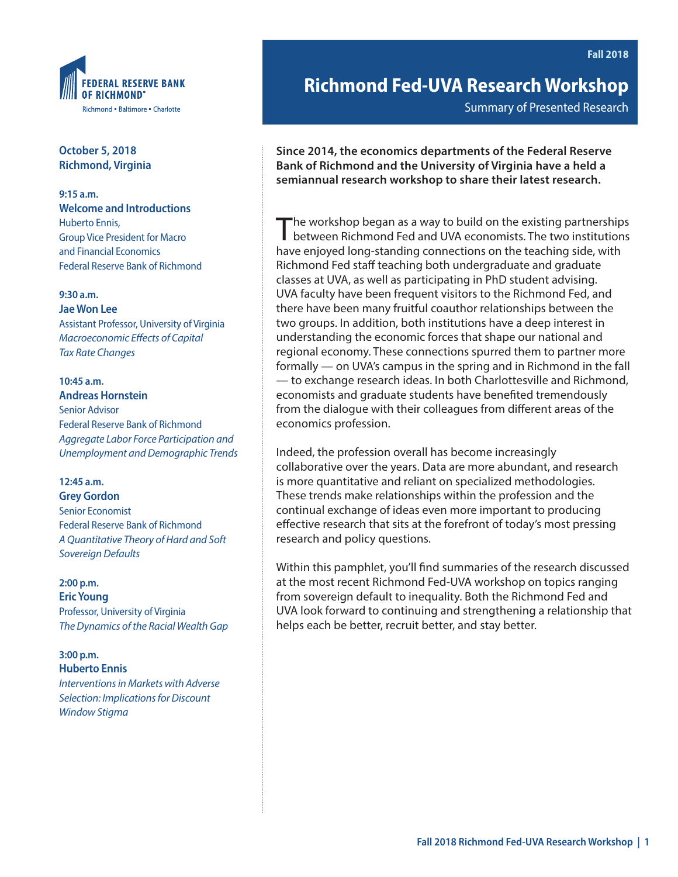FEDERAL RESERVE BANK OF RICHMOND
Richmond • Baltimore • Charlotte

Fall 2018

# Richmond Fed-UVA Research Workshop

Summary of Presented Research

**October 5, 2018**
**Richmond, Virginia**

**9:15 a.m.**
**Welcome and Introductions**
Huberto Ennis,
Group Vice President for Macro and Financial Economics
Federal Reserve Bank of Richmond

**9:30 a.m.**
**Jae Won Lee**
Assistant Professor, University of Virginia
*Macroeconomic Effects of Capital Tax Rate Changes*

**10:45 a.m.**
**Andreas Hornstein**
Senior Advisor
Federal Reserve Bank of Richmond
*Aggregate Labor Force Participation and Unemployment and Demographic Trends*

**12:45 a.m.**
**Grey Gordon**
Senior Economist
Federal Reserve Bank of Richmond
*A Quantitative Theory of Hard and Soft Sovereign Defaults*

**2:00 p.m.**
**Eric Young**
Professor, University of Virginia
*The Dynamics of the Racial Wealth Gap*

**3:00 p.m.**
**Huberto Ennis**
*Interventions in Markets with Adverse Selection: Implications for Discount Window Stigma*

**Since 2014, the economics departments of the Federal Reserve Bank of Richmond and the University of Virginia have a held a semiannual research workshop to share their latest research.**

The workshop began as a way to build on the existing partnerships between Richmond Fed and UVA economists. The two institutions have enjoyed long-standing connections on the teaching side, with Richmond Fed staff teaching both undergraduate and graduate classes at UVA, as well as participating in PhD student advising. UVA faculty have been frequent visitors to the Richmond Fed, and there have been many fruitful coauthor relationships between the two groups. In addition, both institutions have a deep interest in understanding the economic forces that shape our national and regional economy. These connections spurred them to partner more formally — on UVA's campus in the spring and in Richmond in the fall — to exchange research ideas. In both Charlottesville and Richmond, economists and graduate students have benefited tremendously from the dialogue with their colleagues from different areas of the economics profession.

Indeed, the profession overall has become increasingly collaborative over the years. Data are more abundant, and research is more quantitative and reliant on specialized methodologies. These trends make relationships within the profession and the continual exchange of ideas even more important to producing effective research that sits at the forefront of today's most pressing research and policy questions.

Within this pamphlet, you'll find summaries of the research discussed at the most recent Richmond Fed-UVA workshop on topics ranging from sovereign default to inequality. Both the Richmond Fed and UVA look forward to continuing and strengthening a relationship that helps each be better, recruit better, and stay better.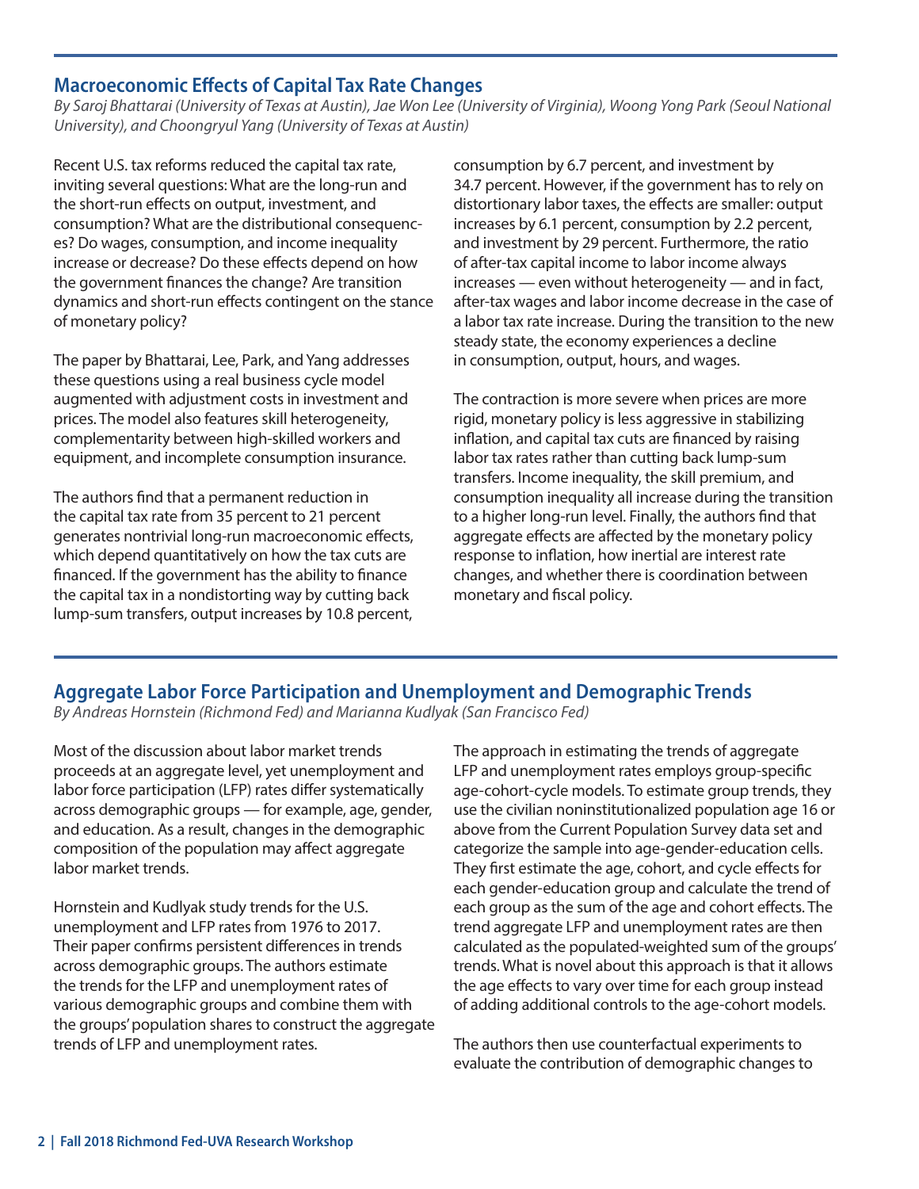## Macroeconomic Effects of Capital Tax Rate Changes

*By Saroj Bhattarai (University of Texas at Austin), Jae Won Lee (University of Virginia), Woong Yong Park (Seoul National University), and Choongryul Yang (University of Texas at Austin)*

Recent U.S. tax reforms reduced the capital tax rate, inviting several questions: What are the long-run and the short-run effects on output, investment, and consumption? What are the distributional consequences? Do wages, consumption, and income inequality increase or decrease? Do these effects depend on how the government finances the change? Are transition dynamics and short-run effects contingent on the stance of monetary policy?

The paper by Bhattarai, Lee, Park, and Yang addresses these questions using a real business cycle model augmented with adjustment costs in investment and prices. The model also features skill heterogeneity, complementarity between high-skilled workers and equipment, and incomplete consumption insurance.

The authors find that a permanent reduction in the capital tax rate from 35 percent to 21 percent generates nontrivial long-run macroeconomic effects, which depend quantitatively on how the tax cuts are financed. If the government has the ability to finance the capital tax in a nondistorting way by cutting back lump-sum transfers, output increases by 10.8 percent, consumption by 6.7 percent, and investment by 34.7 percent. However, if the government has to rely on distortionary labor taxes, the effects are smaller: output increases by 6.1 percent, consumption by 2.2 percent, and investment by 29 percent. Furthermore, the ratio of after-tax capital income to labor income always increases — even without heterogeneity — and in fact, after-tax wages and labor income decrease in the case of a labor tax rate increase. During the transition to the new steady state, the economy experiences a decline in consumption, output, hours, and wages.

The contraction is more severe when prices are more rigid, monetary policy is less aggressive in stabilizing inflation, and capital tax cuts are financed by raising labor tax rates rather than cutting back lump-sum transfers. Income inequality, the skill premium, and consumption inequality all increase during the transition to a higher long-run level. Finally, the authors find that aggregate effects are affected by the monetary policy response to inflation, how inertial are interest rate changes, and whether there is coordination between monetary and fiscal policy.

## Aggregate Labor Force Participation and Unemployment and Demographic Trends

*By Andreas Hornstein (Richmond Fed) and Marianna Kudlyak (San Francisco Fed)*

Most of the discussion about labor market trends proceeds at an aggregate level, yet unemployment and labor force participation (LFP) rates differ systematically across demographic groups — for example, age, gender, and education. As a result, changes in the demographic composition of the population may affect aggregate labor market trends.

Hornstein and Kudlyak study trends for the U.S. unemployment and LFP rates from 1976 to 2017. Their paper confirms persistent differences in trends across demographic groups. The authors estimate the trends for the LFP and unemployment rates of various demographic groups and combine them with the groups' population shares to construct the aggregate trends of LFP and unemployment rates.

The approach in estimating the trends of aggregate LFP and unemployment rates employs group-specific age-cohort-cycle models. To estimate group trends, they use the civilian noninstitutionalized population age 16 or above from the Current Population Survey data set and categorize the sample into age-gender-education cells. They first estimate the age, cohort, and cycle effects for each gender-education group and calculate the trend of each group as the sum of the age and cohort effects. The trend aggregate LFP and unemployment rates are then calculated as the populated-weighted sum of the groups' trends. What is novel about this approach is that it allows the age effects to vary over time for each group instead of adding additional controls to the age-cohort models.

The authors then use counterfactual experiments to evaluate the contribution of demographic changes to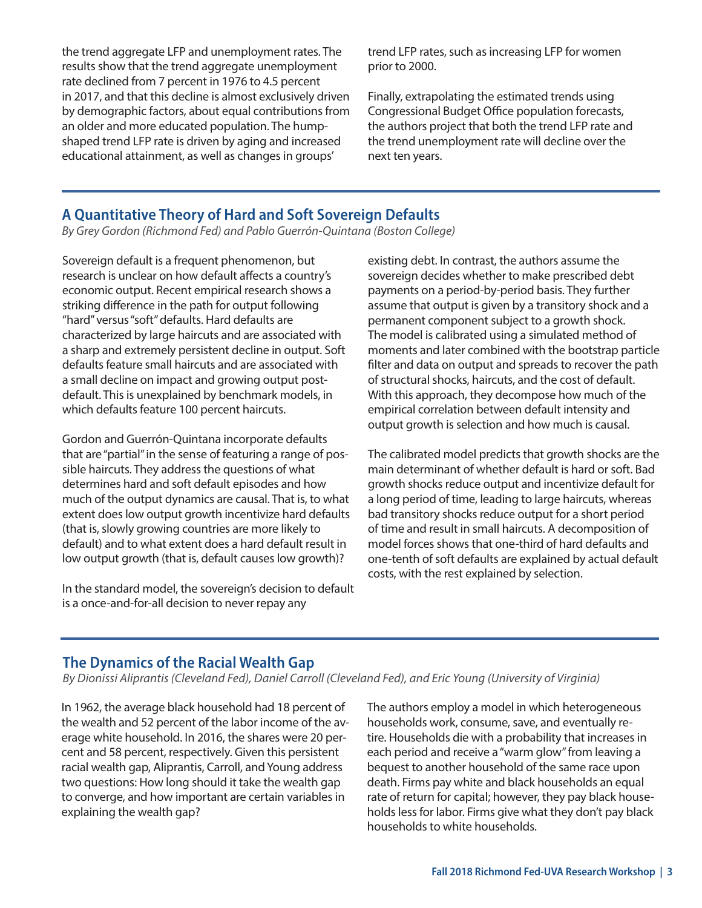the trend aggregate LFP and unemployment rates. The results show that the trend aggregate unemployment rate declined from 7 percent in 1976 to 4.5 percent in 2017, and that this decline is almost exclusively driven by demographic factors, about equal contributions from an older and more educated population. The hump-shaped trend LFP rate is driven by aging and increased educational attainment, as well as changes in groups' trend LFP rates, such as increasing LFP for women prior to 2000.

Finally, extrapolating the estimated trends using Congressional Budget Office population forecasts, the authors project that both the trend LFP rate and the trend unemployment rate will decline over the next ten years.

## A Quantitative Theory of Hard and Soft Sovereign Defaults

*By Grey Gordon (Richmond Fed) and Pablo Guerrón-Quintana (Boston College)*

Sovereign default is a frequent phenomenon, but research is unclear on how default affects a country's economic output. Recent empirical research shows a striking difference in the path for output following "hard" versus "soft" defaults. Hard defaults are characterized by large haircuts and are associated with a sharp and extremely persistent decline in output. Soft defaults feature small haircuts and are associated with a small decline on impact and growing output post-default. This is unexplained by benchmark models, in which defaults feature 100 percent haircuts.

Gordon and Guerrón-Quintana incorporate defaults that are "partial" in the sense of featuring a range of possible haircuts. They address the questions of what determines hard and soft default episodes and how much of the output dynamics are causal. That is, to what extent does low output growth incentivize hard defaults (that is, slowly growing countries are more likely to default) and to what extent does a hard default result in low output growth (that is, default causes low growth)?

In the standard model, the sovereign's decision to default is a once-and-for-all decision to never repay any existing debt. In contrast, the authors assume the sovereign decides whether to make prescribed debt payments on a period-by-period basis. They further assume that output is given by a transitory shock and a permanent component subject to a growth shock. The model is calibrated using a simulated method of moments and later combined with the bootstrap particle filter and data on output and spreads to recover the path of structural shocks, haircuts, and the cost of default. With this approach, they decompose how much of the empirical correlation between default intensity and output growth is selection and how much is causal.

The calibrated model predicts that growth shocks are the main determinant of whether default is hard or soft. Bad growth shocks reduce output and incentivize default for a long period of time, leading to large haircuts, whereas bad transitory shocks reduce output for a short period of time and result in small haircuts. A decomposition of model forces shows that one-third of hard defaults and one-tenth of soft defaults are explained by actual default costs, with the rest explained by selection.

## The Dynamics of the Racial Wealth Gap

*By Dionissi Aliprantis (Cleveland Fed), Daniel Carroll (Cleveland Fed), and Eric Young (University of Virginia)*

In 1962, the average black household had 18 percent of the wealth and 52 percent of the labor income of the average white household. In 2016, the shares were 20 percent and 58 percent, respectively. Given this persistent racial wealth gap, Aliprantis, Carroll, and Young address two questions: How long should it take the wealth gap to converge, and how important are certain variables in explaining the wealth gap?

The authors employ a model in which heterogeneous households work, consume, save, and eventually retire. Households die with a probability that increases in each period and receive a "warm glow" from leaving a bequest to another household of the same race upon death. Firms pay white and black households an equal rate of return for capital; however, they pay black households less for labor. Firms give what they don't pay black households to white households.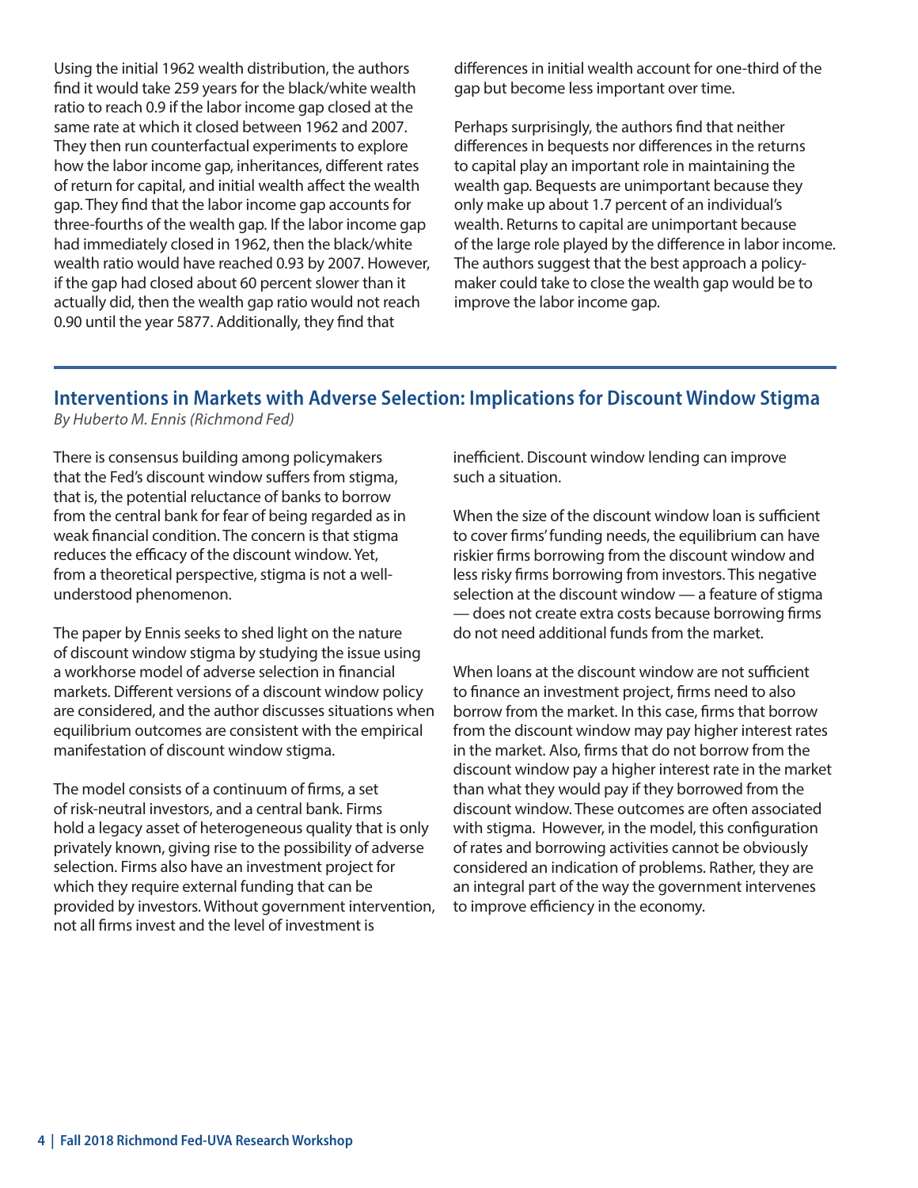Using the initial 1962 wealth distribution, the authors find it would take 259 years for the black/white wealth ratio to reach 0.9 if the labor income gap closed at the same rate at which it closed between 1962 and 2007. They then run counterfactual experiments to explore how the labor income gap, inheritances, different rates of return for capital, and initial wealth affect the wealth gap. They find that the labor income gap accounts for three-fourths of the wealth gap. If the labor income gap had immediately closed in 1962, then the black/white wealth ratio would have reached 0.93 by 2007. However, if the gap had closed about 60 percent slower than it actually did, then the wealth gap ratio would not reach 0.90 until the year 5877. Additionally, they find that differences in initial wealth account for one-third of the gap but become less important over time.

Perhaps surprisingly, the authors find that neither differences in bequests nor differences in the returns to capital play an important role in maintaining the wealth gap. Bequests are unimportant because they only make up about 1.7 percent of an individual's wealth. Returns to capital are unimportant because of the large role played by the difference in labor income. The authors suggest that the best approach a policymaker could take to close the wealth gap would be to improve the labor income gap.

## Interventions in Markets with Adverse Selection: Implications for Discount Window Stigma

*By Huberto M. Ennis (Richmond Fed)*

There is consensus building among policymakers that the Fed's discount window suffers from stigma, that is, the potential reluctance of banks to borrow from the central bank for fear of being regarded as in weak financial condition. The concern is that stigma reduces the efficacy of the discount window. Yet, from a theoretical perspective, stigma is not a well-understood phenomenon.

The paper by Ennis seeks to shed light on the nature of discount window stigma by studying the issue using a workhorse model of adverse selection in financial markets. Different versions of a discount window policy are considered, and the author discusses situations when equilibrium outcomes are consistent with the empirical manifestation of discount window stigma.

The model consists of a continuum of firms, a set of risk-neutral investors, and a central bank. Firms hold a legacy asset of heterogeneous quality that is only privately known, giving rise to the possibility of adverse selection. Firms also have an investment project for which they require external funding that can be provided by investors. Without government intervention, not all firms invest and the level of investment is inefficient. Discount window lending can improve such a situation.

When the size of the discount window loan is sufficient to cover firms' funding needs, the equilibrium can have riskier firms borrowing from the discount window and less risky firms borrowing from investors. This negative selection at the discount window — a feature of stigma — does not create extra costs because borrowing firms do not need additional funds from the market.

When loans at the discount window are not sufficient to finance an investment project, firms need to also borrow from the market. In this case, firms that borrow from the discount window may pay higher interest rates in the market. Also, firms that do not borrow from the discount window pay a higher interest rate in the market than what they would pay if they borrowed from the discount window. These outcomes are often associated with stigma. However, in the model, this configuration of rates and borrowing activities cannot be obviously considered an indication of problems. Rather, they are an integral part of the way the government intervenes to improve efficiency in the economy.